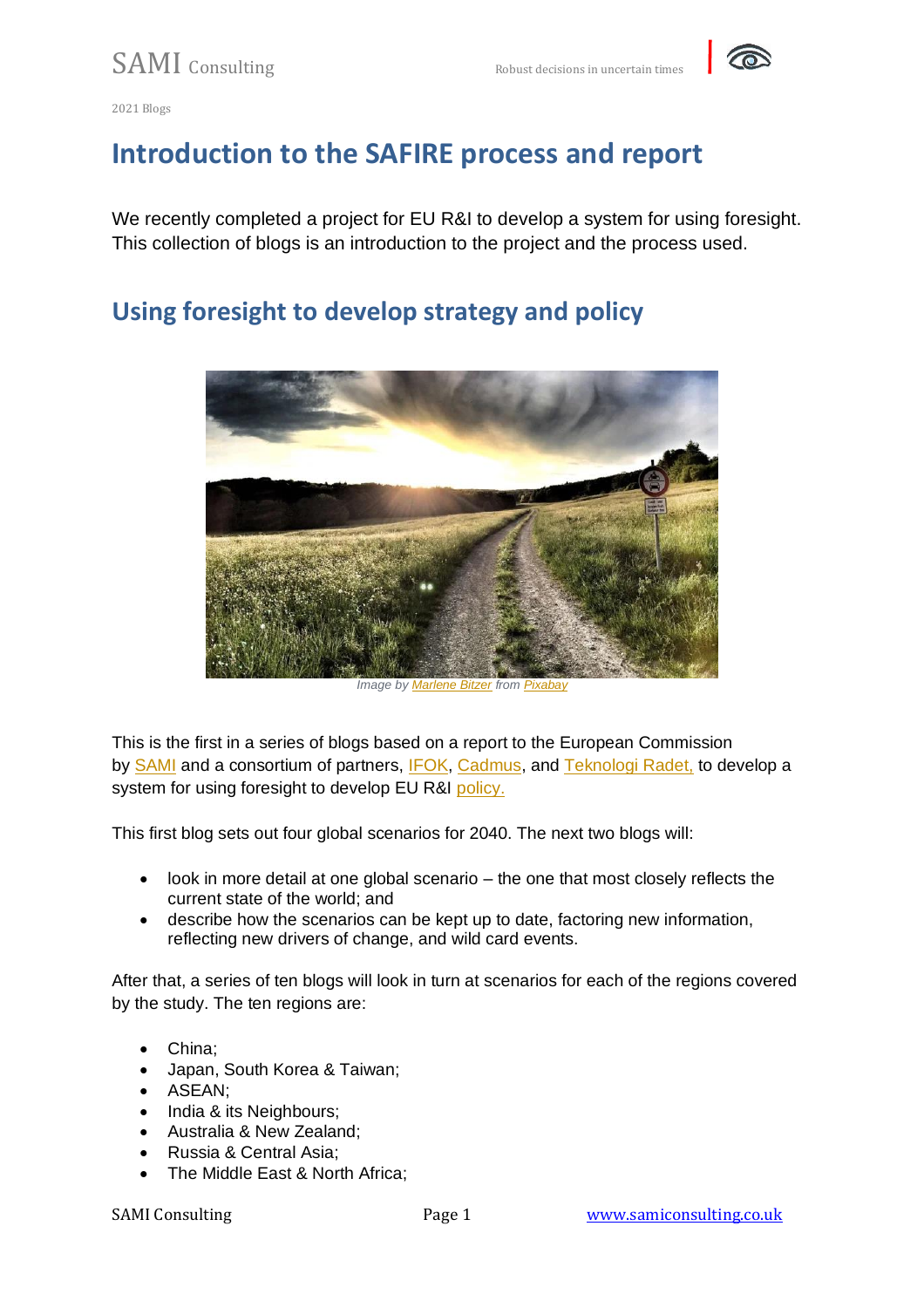2021 Blogs

# Introduction to the SAFIRE process and report

We recently completed a project for EU R&I to develop a system for using foresight. This collection of blogs is an introduction to the project and the process used.

## Using foresight to develop strategy and policy

Image by Marlene Bitzer from Pixabay

This is the first in a series of blogs based on a report to the European Commission by SAMI and a consortium of partners, IFOK, Cadmus, and Teknologi Radet, to develop a system for using foresight to develop EU R&I policy.

This first blog sets out four global scenarios for 2040. The next two blogs will:

- look in more detail at one global scenario – the one that most closely reflects the current state of the world; and
- describe how the scenarios can be kept up to date, factoring new information, reflecting new drivers of change, and wild card events.

After that, a series of ten blogs will look in turn at scenarios for each of the regions covered by the study. The ten regions are:

- China;
- Japan, South Korea & Taiwan;
- ASEAN;
- India & its Neighbours;
- Australia & New Zealand;
- Russia & Central Asia;
- The Middle East & North Africa;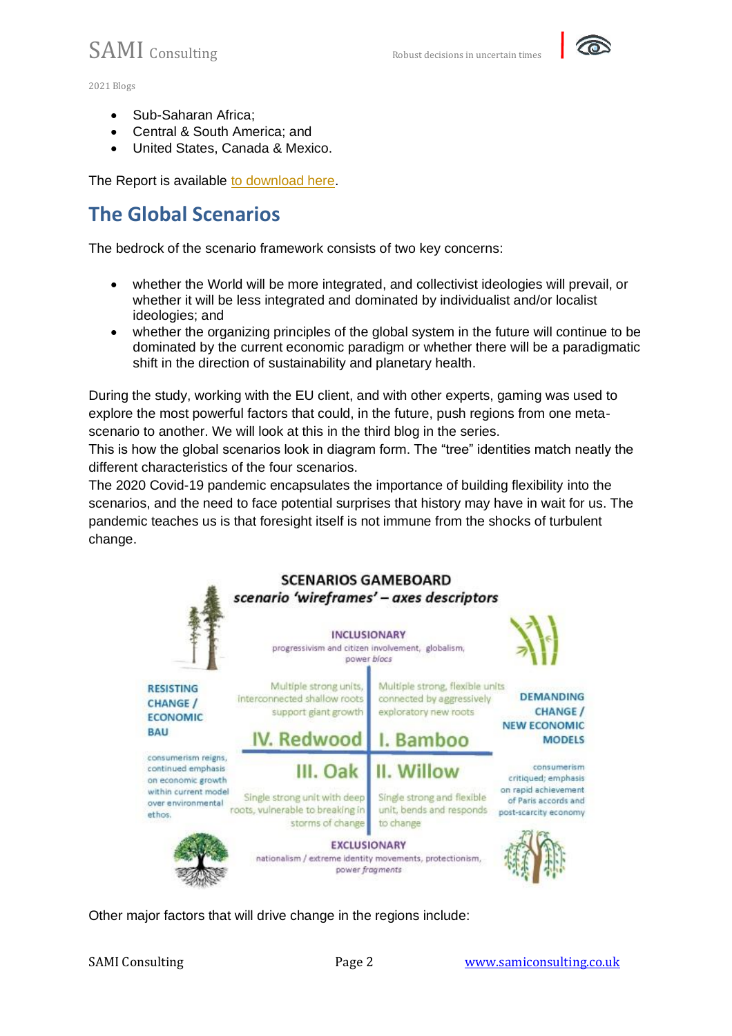- Sub-Saharan Africa;
- Central & South America; and
- United States, Canada & Mexico.

The Report is available [to download here](to download here).

## The Global Scenarios

The bedrock of the scenario framework consists of two key concerns:

- whether the World will be more integrated, and collectivist ideologies will prevail, or whether it will be less integrated and dominated by individualist and/or localist ideologies; and
- whether the organizing principles of the global system in the future will continue to be dominated by the current economic paradigm or whether there will be a paradigmatic shift in the direction of sustainability and planetary health.

During the study, working with the EU client, and with other experts, gaming was used to explore the most powerful factors that could, in the future, push regions from one meta-scenario to another. We will look at this in the third blog in the series.

This is how the global scenarios look in diagram form. The "tree" identities match neatly the different characteristics of the four scenarios.

The 2020 Covid-19 pandemic encapsulates the importance of building flexibility into the scenarios, and the need to face potential surprises that history may have in wait for us. The pandemic teaches us is that foresight itself is not immune from the shocks of turbulent change.

**SCENARIOS GAMEBOARD**

***scenario 'wireframes' – axes descriptors***

**INCLUSIONARY**
progressivism and citizen involvement, globalism, power *blocs*

**RESISTING CHANGE / ECONOMIC BAU**
consumerism reigns, continued emphasis on economic growth within current model over environmental ethos.

**DEMANDING CHANGE / NEW ECONOMIC MODELS**
consumerism critiqued; emphasis on rapid achievement of Paris accords and post-scarcity economy

**IV. Redwood** – Multiple strong units, interconnected shallow roots support giant growth

**I. Bamboo** – Multiple strong, flexible units connected by aggressively exploratory new roots

**III. Oak** – Single strong unit with deep roots, vulnerable to breaking in storms of change

**II. Willow** – Single strong and flexible unit, bends and responds to change

**EXCLUSIONARY**
nationalism / extreme identity movements, protectionism, power *fragments*

Other major factors that will drive change in the regions include: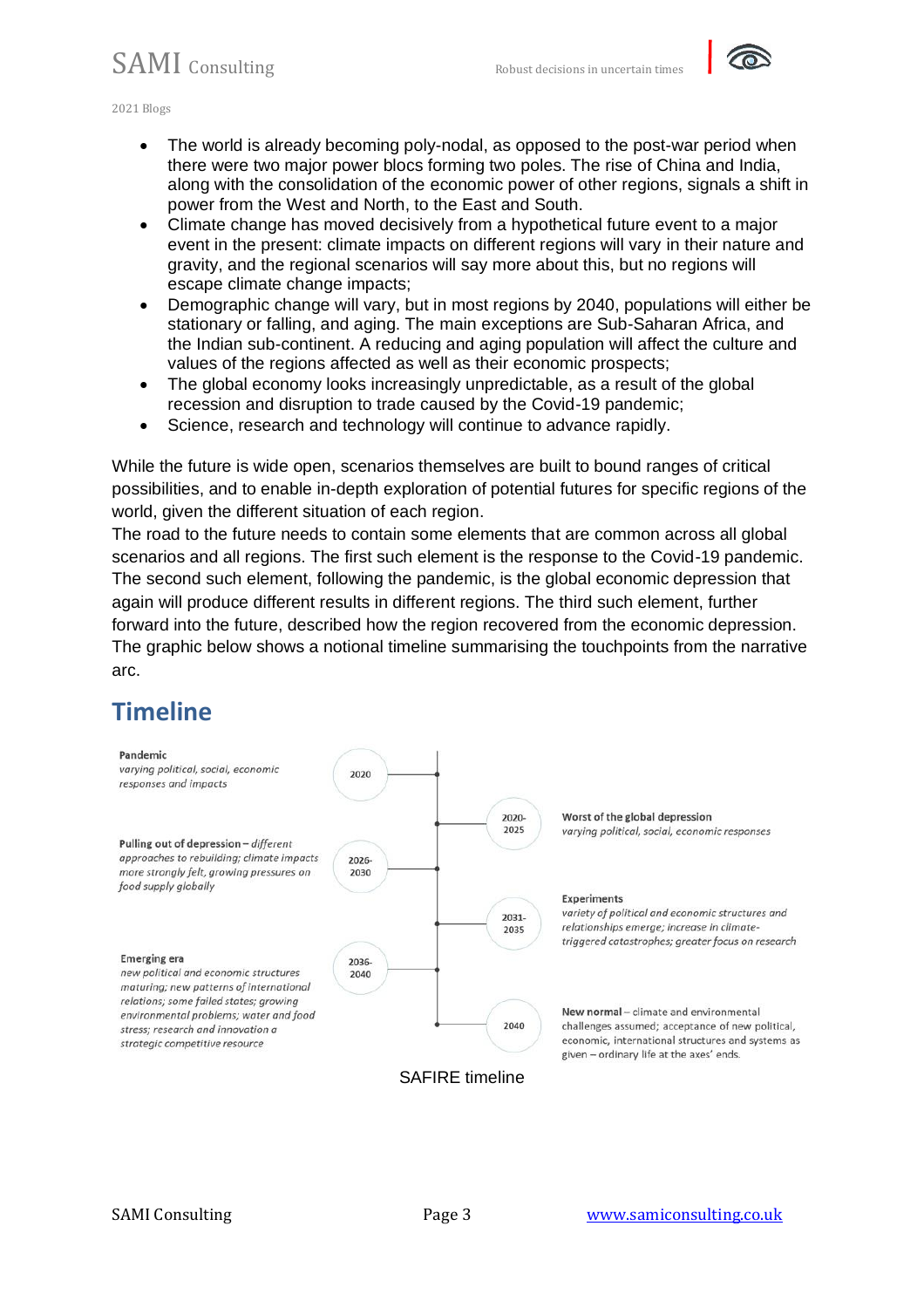- The world is already becoming poly-nodal, as opposed to the post-war period when there were two major power blocs forming two poles. The rise of China and India, along with the consolidation of the economic power of other regions, signals a shift in power from the West and North, to the East and South.
- Climate change has moved decisively from a hypothetical future event to a major event in the present: climate impacts on different regions will vary in their nature and gravity, and the regional scenarios will say more about this, but no regions will escape climate change impacts;
- Demographic change will vary, but in most regions by 2040, populations will either be stationary or falling, and aging. The main exceptions are Sub-Saharan Africa, and the Indian sub-continent. A reducing and aging population will affect the culture and values of the regions affected as well as their economic prospects;
- The global economy looks increasingly unpredictable, as a result of the global recession and disruption to trade caused by the Covid-19 pandemic;
- Science, research and technology will continue to advance rapidly.

While the future is wide open, scenarios themselves are built to bound ranges of critical possibilities, and to enable in-depth exploration of potential futures for specific regions of the world, given the different situation of each region.
The road to the future needs to contain some elements that are common across all global scenarios and all regions. The first such element is the response to the Covid-19 pandemic. The second such element, following the pandemic, is the global economic depression that again will produce different results in different regions. The third such element, further forward into the future, described how the region recovered from the economic depression. The graphic below shows a notional timeline summarising the touchpoints from the narrative arc.

## Timeline

- **2020 – Pandemic**: *varying political, social, economic responses and impacts*
- **2020-2025 – Worst of the global depression**: *varying political, social, economic responses*
- **2026-2030 – Pulling out of depression** – *different approaches to rebuilding; climate impacts more strongly felt, growing pressures on food supply globally*
- **2031-2035 – Experiments**: *variety of political and economic structures and relationships emerge; increase in climate-triggered catastrophes; greater focus on research*
- **2036-2040 – Emerging era**: *new political and economic structures maturing; new patterns of international relations; some failed states; growing environmental problems; water and food stress; research and innovation a strategic competitive resource*
- **2040 – New normal** – climate and environmental challenges assumed; acceptance of new political, economic, international structures and systems as given – ordinary life at the axes' ends.

SAFIRE timeline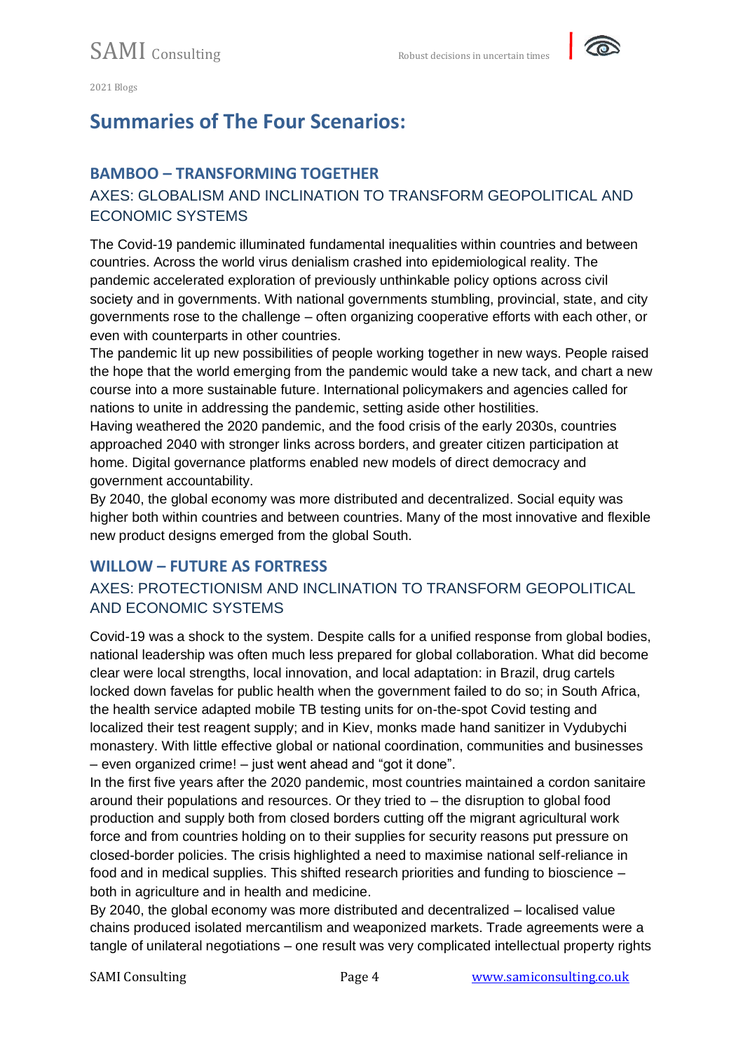# Summaries of The Four Scenarios:

## BAMBOO – TRANSFORMING TOGETHER

### AXES: GLOBALISM AND INCLINATION TO TRANSFORM GEOPOLITICAL AND ECONOMIC SYSTEMS

The Covid-19 pandemic illuminated fundamental inequalities within countries and between countries. Across the world virus denialism crashed into epidemiological reality. The pandemic accelerated exploration of previously unthinkable policy options across civil society and in governments. With national governments stumbling, provincial, state, and city governments rose to the challenge – often organizing cooperative efforts with each other, or even with counterparts in other countries.

The pandemic lit up new possibilities of people working together in new ways. People raised the hope that the world emerging from the pandemic would take a new tack, and chart a new course into a more sustainable future. International policymakers and agencies called for nations to unite in addressing the pandemic, setting aside other hostilities.

Having weathered the 2020 pandemic, and the food crisis of the early 2030s, countries approached 2040 with stronger links across borders, and greater citizen participation at home. Digital governance platforms enabled new models of direct democracy and government accountability.

By 2040, the global economy was more distributed and decentralized. Social equity was higher both within countries and between countries. Many of the most innovative and flexible new product designs emerged from the global South.

## WILLOW – FUTURE AS FORTRESS

### AXES: PROTECTIONISM AND INCLINATION TO TRANSFORM GEOPOLITICAL AND ECONOMIC SYSTEMS

Covid-19 was a shock to the system. Despite calls for a unified response from global bodies, national leadership was often much less prepared for global collaboration. What did become clear were local strengths, local innovation, and local adaptation: in Brazil, drug cartels locked down favelas for public health when the government failed to do so; in South Africa, the health service adapted mobile TB testing units for on-the-spot Covid testing and localized their test reagent supply; and in Kiev, monks made hand sanitizer in Vydubychi monastery. With little effective global or national coordination, communities and businesses – even organized crime! – just went ahead and "got it done".

In the first five years after the 2020 pandemic, most countries maintained a cordon sanitaire around their populations and resources. Or they tried to – the disruption to global food production and supply both from closed borders cutting off the migrant agricultural work force and from countries holding on to their supplies for security reasons put pressure on closed-border policies. The crisis highlighted a need to maximise national self-reliance in food and in medical supplies. This shifted research priorities and funding to bioscience – both in agriculture and in health and medicine.

By 2040, the global economy was more distributed and decentralized – localised value chains produced isolated mercantilism and weaponized markets. Trade agreements were a tangle of unilateral negotiations – one result was very complicated intellectual property rights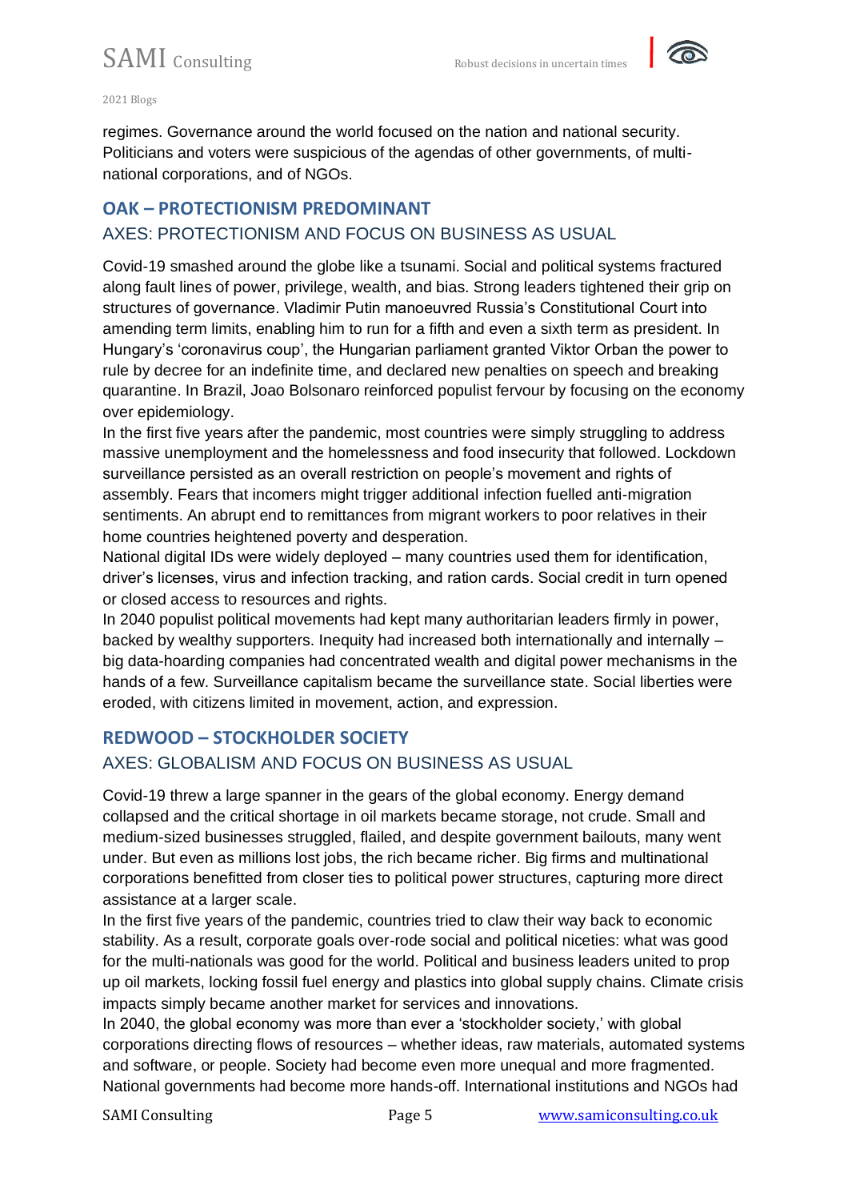regimes. Governance around the world focused on the nation and national security. Politicians and voters were suspicious of the agendas of other governments, of multi-national corporations, and of NGOs.

## OAK – PROTECTIONISM PREDOMINANT

### AXES: PROTECTIONISM AND FOCUS ON BUSINESS AS USUAL

Covid-19 smashed around the globe like a tsunami. Social and political systems fractured along fault lines of power, privilege, wealth, and bias. Strong leaders tightened their grip on structures of governance. Vladimir Putin manoeuvred Russia's Constitutional Court into amending term limits, enabling him to run for a fifth and even a sixth term as president. In Hungary's 'coronavirus coup', the Hungarian parliament granted Viktor Orban the power to rule by decree for an indefinite time, and declared new penalties on speech and breaking quarantine. In Brazil, Joao Bolsonaro reinforced populist fervour by focusing on the economy over epidemiology.

In the first five years after the pandemic, most countries were simply struggling to address massive unemployment and the homelessness and food insecurity that followed. Lockdown surveillance persisted as an overall restriction on people's movement and rights of assembly. Fears that incomers might trigger additional infection fuelled anti-migration sentiments. An abrupt end to remittances from migrant workers to poor relatives in their home countries heightened poverty and desperation.

National digital IDs were widely deployed – many countries used them for identification, driver's licenses, virus and infection tracking, and ration cards. Social credit in turn opened or closed access to resources and rights.

In 2040 populist political movements had kept many authoritarian leaders firmly in power, backed by wealthy supporters. Inequity had increased both internationally and internally – big data-hoarding companies had concentrated wealth and digital power mechanisms in the hands of a few. Surveillance capitalism became the surveillance state. Social liberties were eroded, with citizens limited in movement, action, and expression.

## REDWOOD – STOCKHOLDER SOCIETY

### AXES: GLOBALISM AND FOCUS ON BUSINESS AS USUAL

Covid-19 threw a large spanner in the gears of the global economy. Energy demand collapsed and the critical shortage in oil markets became storage, not crude. Small and medium-sized businesses struggled, flailed, and despite government bailouts, many went under. But even as millions lost jobs, the rich became richer. Big firms and multinational corporations benefitted from closer ties to political power structures, capturing more direct assistance at a larger scale.

In the first five years of the pandemic, countries tried to claw their way back to economic stability. As a result, corporate goals over-rode social and political niceties: what was good for the multi-nationals was good for the world. Political and business leaders united to prop up oil markets, locking fossil fuel energy and plastics into global supply chains. Climate crisis impacts simply became another market for services and innovations.

In 2040, the global economy was more than ever a 'stockholder society,' with global corporations directing flows of resources – whether ideas, raw materials, automated systems and software, or people. Society had become even more unequal and more fragmented. National governments had become more hands-off. International institutions and NGOs had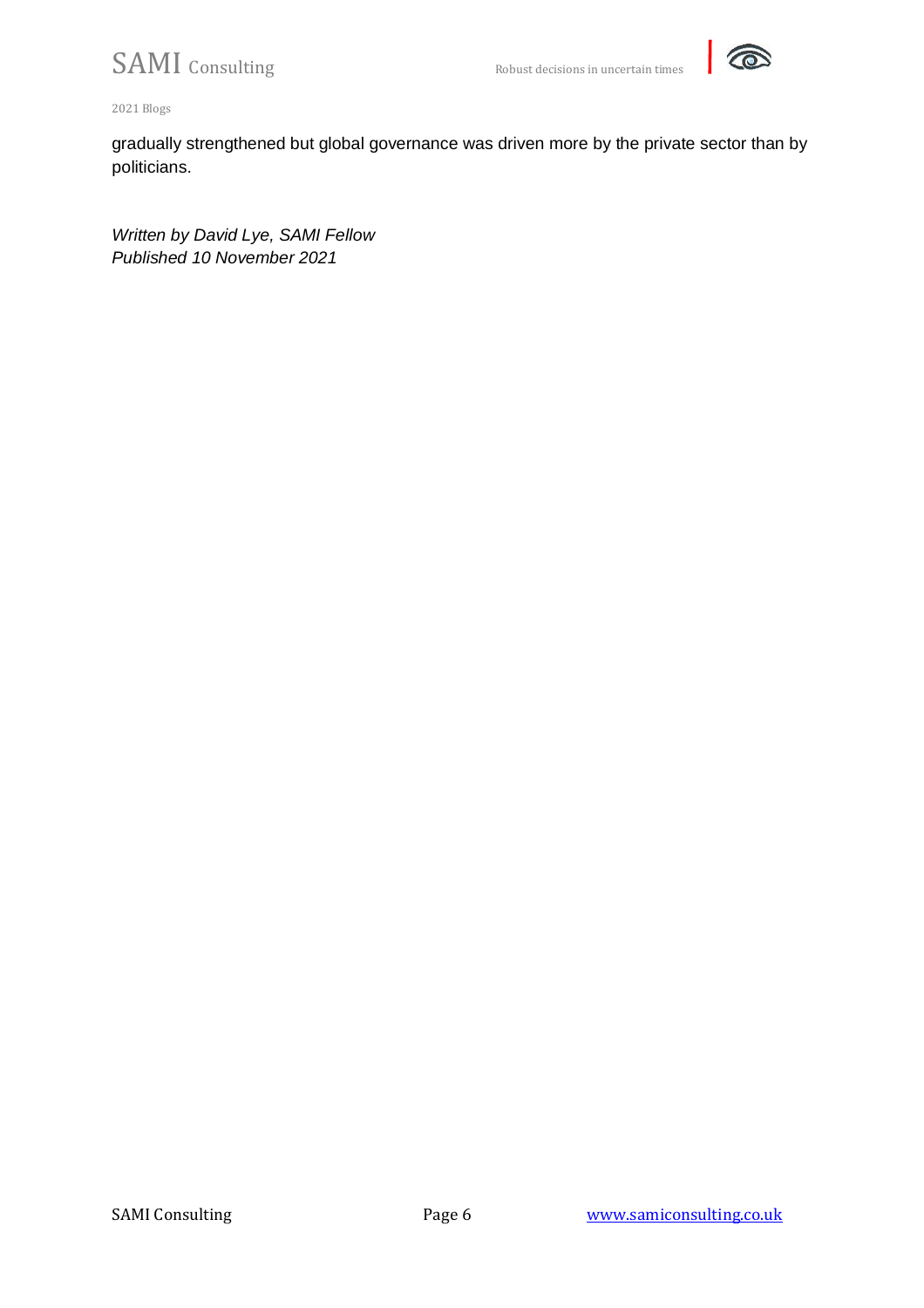gradually strengthened but global governance was driven more by the private sector than by politicians.

*Written by David Lye, SAMI Fellow*
*Published 10 November 2021*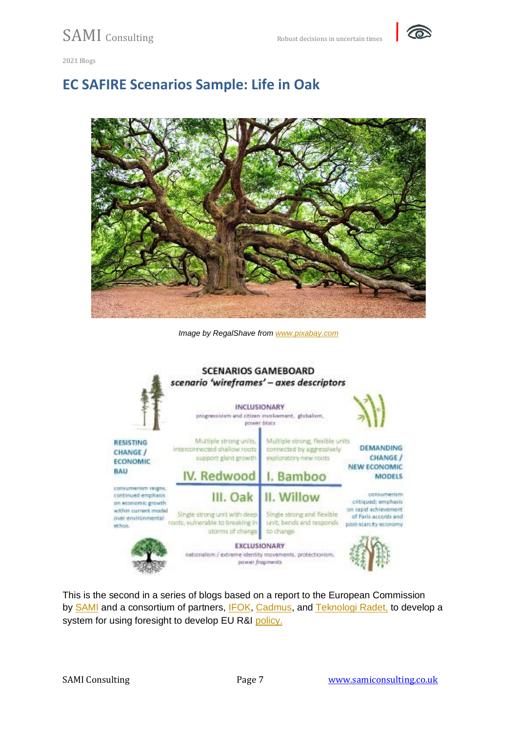# EC SAFIRE Scenarios Sample: Life in Oak

*Image by RegalShave from [www.pixabay.com](www.pixabay.com)*

This is the second in a series of blogs based on a report to the European Commission by SAMI and a consortium of partners, IFOK, Cadmus, and Teknologi Radet, to develop a system for using foresight to develop EU R&I policy.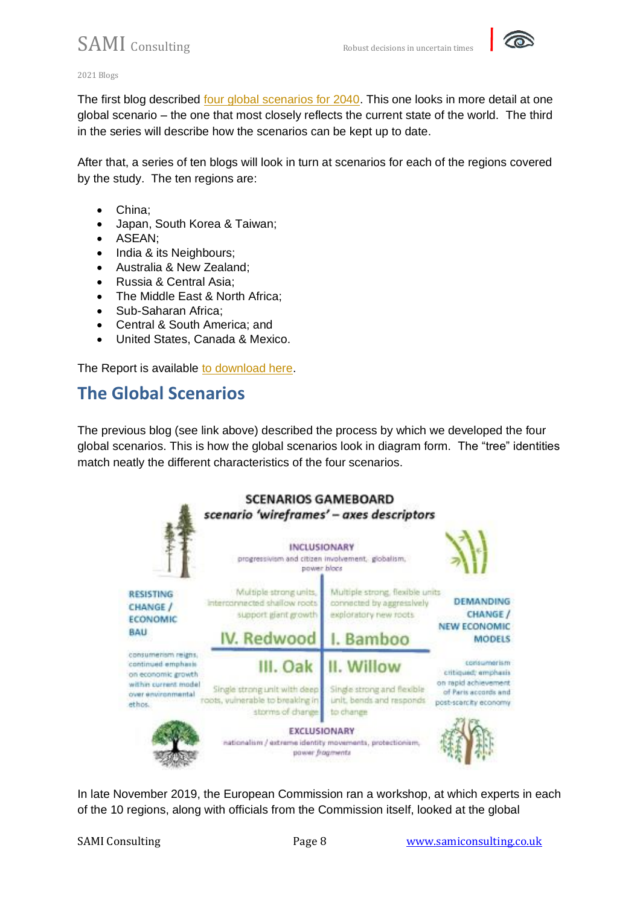The first blog described four global scenarios for 2040. This one looks in more detail at one global scenario – the one that most closely reflects the current state of the world. The third in the series will describe how the scenarios can be kept up to date.

After that, a series of ten blogs will look in turn at scenarios for each of the regions covered by the study. The ten regions are:

- China;
- Japan, South Korea & Taiwan;
- ASEAN;
- India & its Neighbours;
- Australia & New Zealand;
- Russia & Central Asia;
- The Middle East & North Africa;
- Sub-Saharan Africa;
- Central & South America; and
- United States, Canada & Mexico.

The Report is available to download here.

## The Global Scenarios

The previous blog (see link above) described the process by which we developed the four global scenarios. This is how the global scenarios look in diagram form. The "tree" identities match neatly the different characteristics of the four scenarios.

**SCENARIOS GAMEBOARD**
*scenario 'wireframes' – axes descriptors*

**INCLUSIONARY**
progressivism and citizen involvement, globalism, power blocs

**RESISTING CHANGE / ECONOMIC BAU**
consumerism reigns, continued emphasis on economic growth within current model over environmental ethos.

**DEMANDING CHANGE / NEW ECONOMIC MODELS**
consumerism critiqued; emphasis on rapid achievement of Paris accords and post-scarcity economy

**IV. Redwood** – Multiple strong units, interconnected shallow roots support giant growth

**I. Bamboo** – Multiple strong, flexible units connected by aggressively exploratory new roots

**III. Oak** – Single strong unit with deep roots, vulnerable to breaking in storms of change

**II. Willow** – Single strong and flexible unit, bends and responds to change

**EXCLUSIONARY**
nationalism / extreme identity movements, protectionism, *power fragments*

In late November 2019, the European Commission ran a workshop, at which experts in each of the 10 regions, along with officials from the Commission itself, looked at the global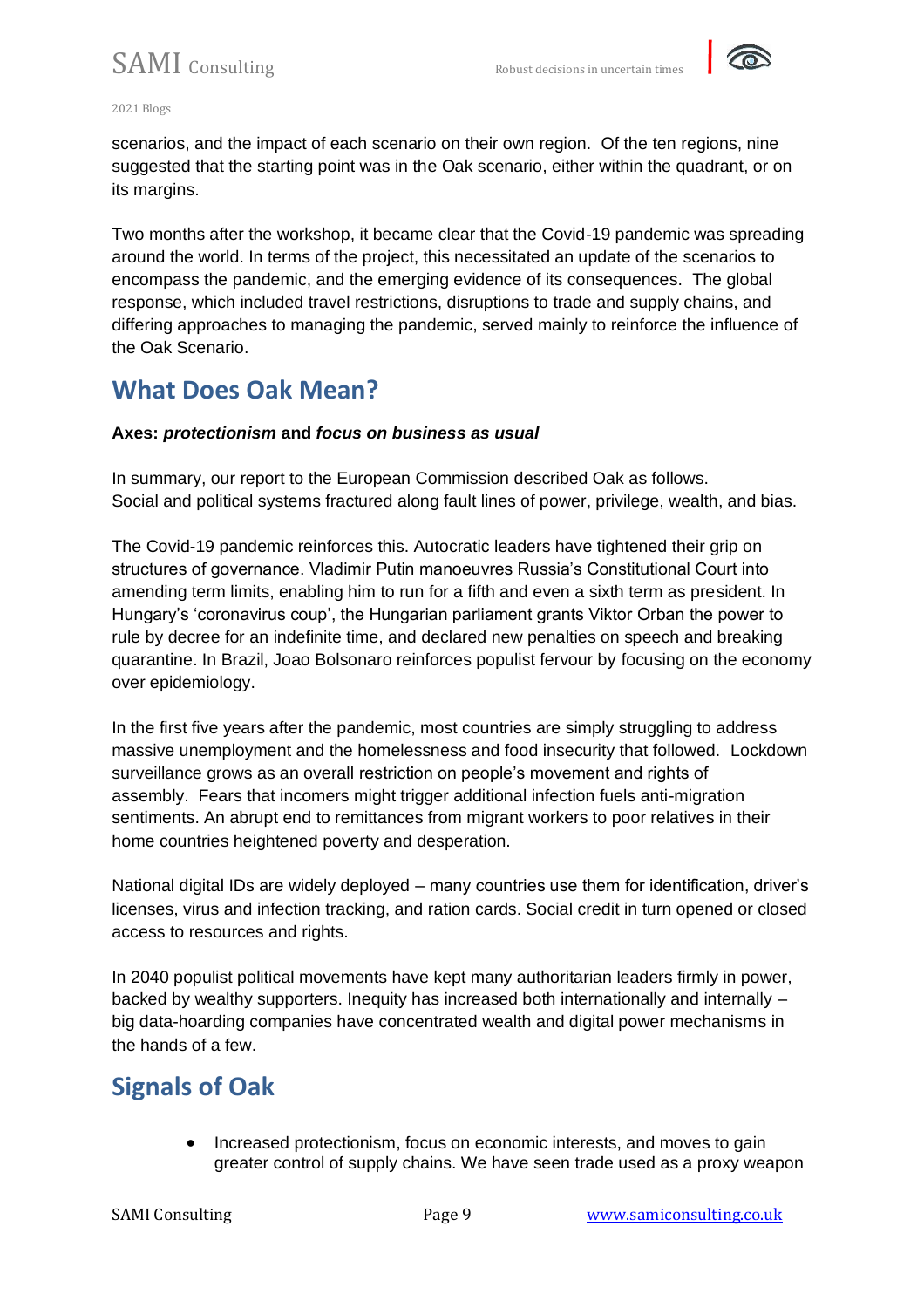scenarios, and the impact of each scenario on their own region. Of the ten regions, nine suggested that the starting point was in the Oak scenario, either within the quadrant, or on its margins.

Two months after the workshop, it became clear that the Covid-19 pandemic was spreading around the world. In terms of the project, this necessitated an update of the scenarios to encompass the pandemic, and the emerging evidence of its consequences. The global response, which included travel restrictions, disruptions to trade and supply chains, and differing approaches to managing the pandemic, served mainly to reinforce the influence of the Oak Scenario.

## What Does Oak Mean?

**Axes: *protectionism* and *focus on business as usual***

In summary, our report to the European Commission described Oak as follows.
Social and political systems fractured along fault lines of power, privilege, wealth, and bias.

The Covid-19 pandemic reinforces this. Autocratic leaders have tightened their grip on structures of governance. Vladimir Putin manoeuvres Russia's Constitutional Court into amending term limits, enabling him to run for a fifth and even a sixth term as president. In Hungary's 'coronavirus coup', the Hungarian parliament grants Viktor Orban the power to rule by decree for an indefinite time, and declared new penalties on speech and breaking quarantine. In Brazil, Joao Bolsonaro reinforces populist fervour by focusing on the economy over epidemiology.

In the first five years after the pandemic, most countries are simply struggling to address massive unemployment and the homelessness and food insecurity that followed. Lockdown surveillance grows as an overall restriction on people's movement and rights of assembly. Fears that incomers might trigger additional infection fuels anti-migration sentiments. An abrupt end to remittances from migrant workers to poor relatives in their home countries heightened poverty and desperation.

National digital IDs are widely deployed – many countries use them for identification, driver's licenses, virus and infection tracking, and ration cards. Social credit in turn opened or closed access to resources and rights.

In 2040 populist political movements have kept many authoritarian leaders firmly in power, backed by wealthy supporters. Inequity has increased both internationally and internally – big data-hoarding companies have concentrated wealth and digital power mechanisms in the hands of a few.

## Signals of Oak

- Increased protectionism, focus on economic interests, and moves to gain greater control of supply chains. We have seen trade used as a proxy weapon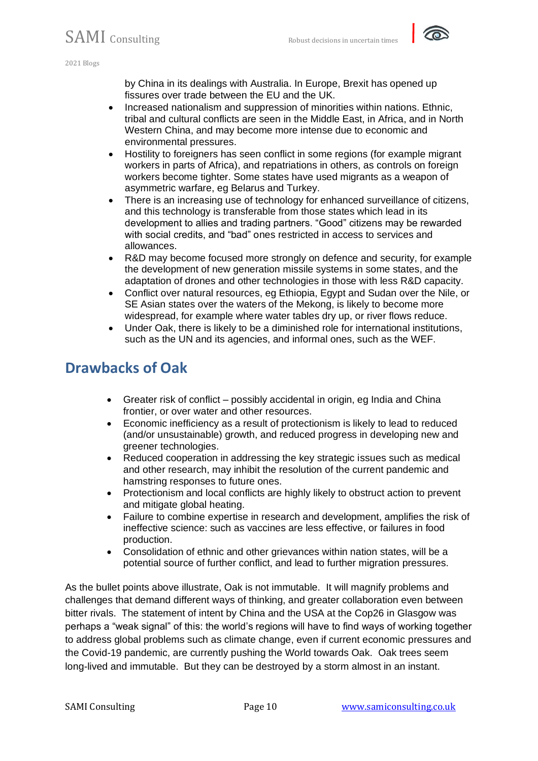by China in its dealings with Australia. In Europe, Brexit has opened up fissures over trade between the EU and the UK.

- Increased nationalism and suppression of minorities within nations. Ethnic, tribal and cultural conflicts are seen in the Middle East, in Africa, and in North Western China, and may become more intense due to economic and environmental pressures.
- Hostility to foreigners has seen conflict in some regions (for example migrant workers in parts of Africa), and repatriations in others, as controls on foreign workers become tighter. Some states have used migrants as a weapon of asymmetric warfare, eg Belarus and Turkey.
- There is an increasing use of technology for enhanced surveillance of citizens, and this technology is transferable from those states which lead in its development to allies and trading partners. "Good" citizens may be rewarded with social credits, and "bad" ones restricted in access to services and allowances.
- R&D may become focused more strongly on defence and security, for example the development of new generation missile systems in some states, and the adaptation of drones and other technologies in those with less R&D capacity.
- Conflict over natural resources, eg Ethiopia, Egypt and Sudan over the Nile, or SE Asian states over the waters of the Mekong, is likely to become more widespread, for example where water tables dry up, or river flows reduce.
- Under Oak, there is likely to be a diminished role for international institutions, such as the UN and its agencies, and informal ones, such as the WEF.

## Drawbacks of Oak

- Greater risk of conflict – possibly accidental in origin, eg India and China frontier, or over water and other resources.
- Economic inefficiency as a result of protectionism is likely to lead to reduced (and/or unsustainable) growth, and reduced progress in developing new and greener technologies.
- Reduced cooperation in addressing the key strategic issues such as medical and other research, may inhibit the resolution of the current pandemic and hamstring responses to future ones.
- Protectionism and local conflicts are highly likely to obstruct action to prevent and mitigate global heating.
- Failure to combine expertise in research and development, amplifies the risk of ineffective science: such as vaccines are less effective, or failures in food production.
- Consolidation of ethnic and other grievances within nation states, will be a potential source of further conflict, and lead to further migration pressures.

As the bullet points above illustrate, Oak is not immutable. It will magnify problems and challenges that demand different ways of thinking, and greater collaboration even between bitter rivals. The statement of intent by China and the USA at the Cop26 in Glasgow was perhaps a "weak signal" of this: the world's regions will have to find ways of working together to address global problems such as climate change, even if current economic pressures and the Covid-19 pandemic, are currently pushing the World towards Oak. Oak trees seem long-lived and immutable. But they can be destroyed by a storm almost in an instant.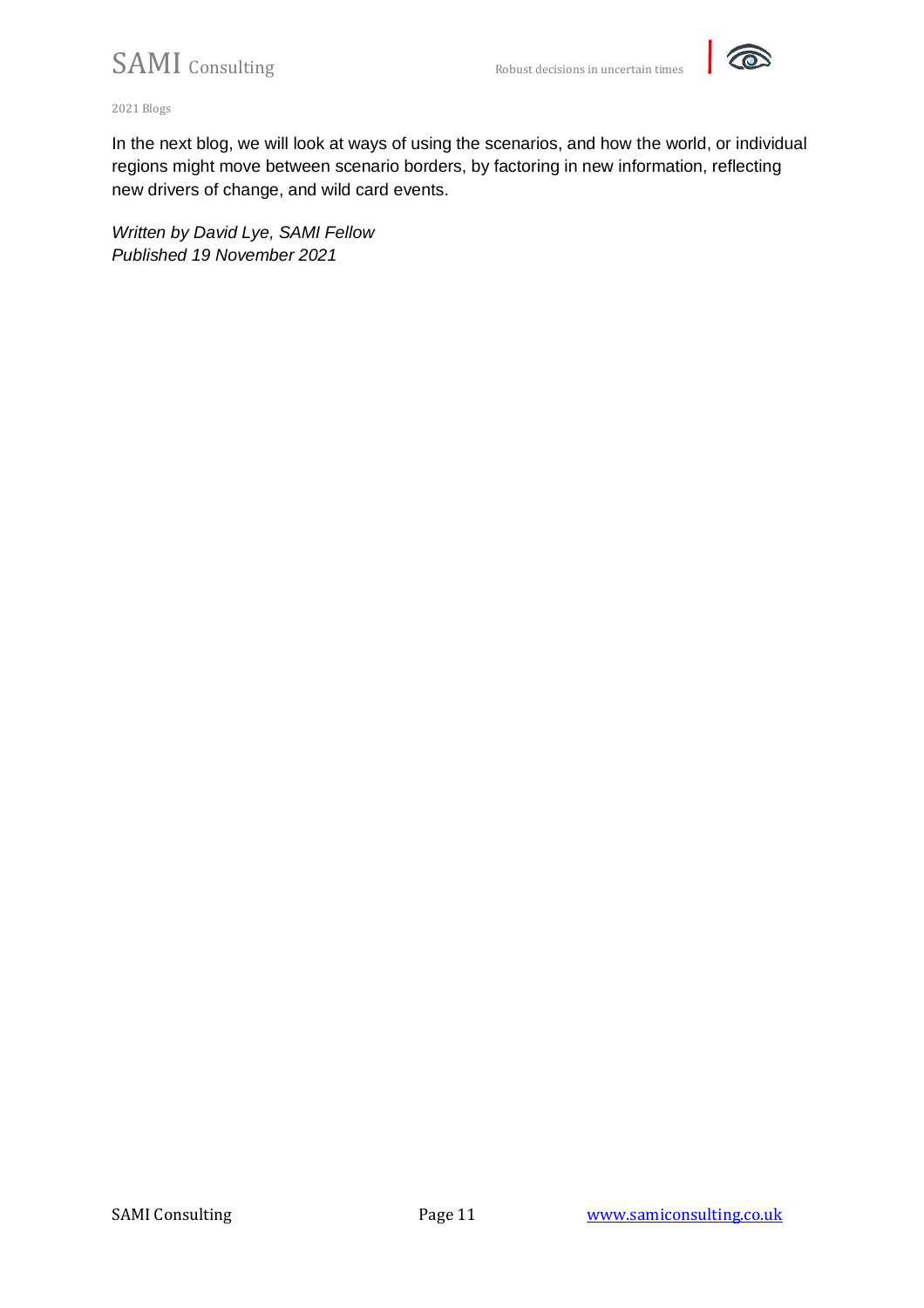In the next blog, we will look at ways of using the scenarios, and how the world, or individual regions might move between scenario borders, by factoring in new information, reflecting new drivers of change, and wild card events.

*Written by David Lye, SAMI Fellow*
*Published 19 November 2021*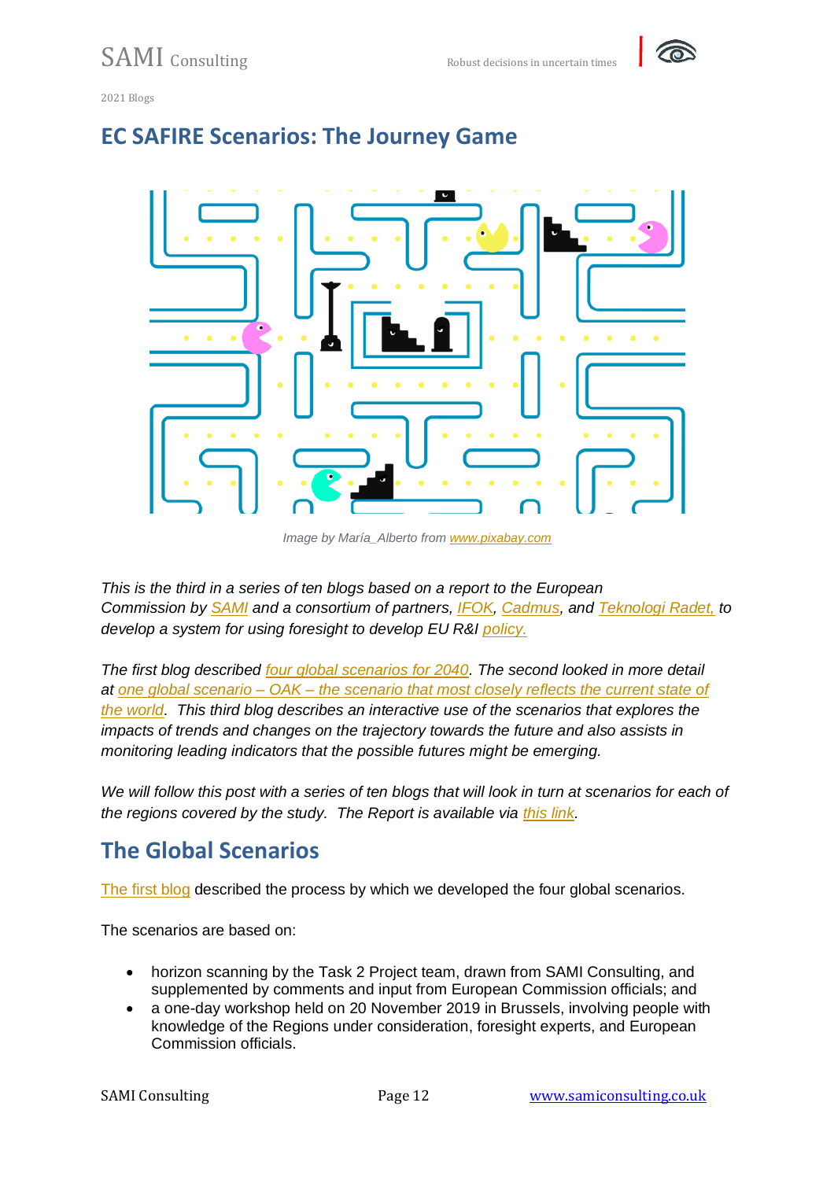# EC SAFIRE Scenarios: The Journey Game

*Image by María_Alberto from www.pixabay.com*

*This is the third in a series of ten blogs based on a report to the European Commission by SAMI and a consortium of partners, IFOK, Cadmus, and Teknologi Radet, to develop a system for using foresight to develop EU R&I policy.*

*The first blog described four global scenarios for 2040. The second looked in more detail at one global scenario – OAK – the scenario that most closely reflects the current state of the world. This third blog describes an interactive use of the scenarios that explores the impacts of trends and changes on the trajectory towards the future and also assists in monitoring leading indicators that the possible futures might be emerging.*

*We will follow this post with a series of ten blogs that will look in turn at scenarios for each of the regions covered by the study. The Report is available via this link.*

## The Global Scenarios

The first blog described the process by which we developed the four global scenarios.

The scenarios are based on:

- horizon scanning by the Task 2 Project team, drawn from SAMI Consulting, and supplemented by comments and input from European Commission officials; and
- a one-day workshop held on 20 November 2019 in Brussels, involving people with knowledge of the Regions under consideration, foresight experts, and European Commission officials.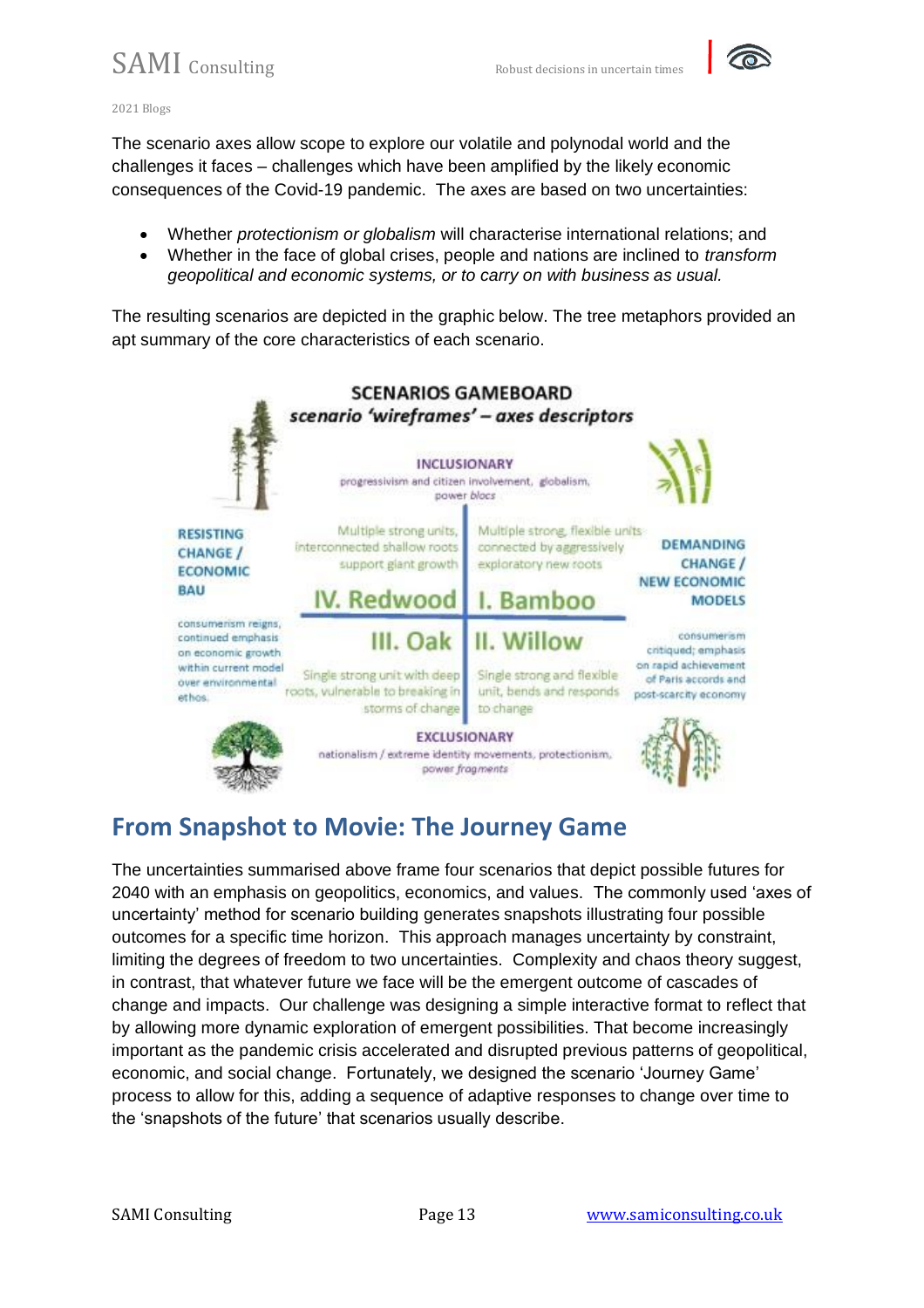The scenario axes allow scope to explore our volatile and polynodal world and the challenges it faces – challenges which have been amplified by the likely economic consequences of the Covid-19 pandemic. The axes are based on two uncertainties:

- Whether *protectionism or globalism* will characterise international relations; and
- Whether in the face of global crises, people and nations are inclined to *transform geopolitical and economic systems, or to carry on with business as usual.*

The resulting scenarios are depicted in the graphic below. The tree metaphors provided an apt summary of the core characteristics of each scenario.

**SCENARIOS GAMEBOARD**

***scenario 'wireframes' – axes descriptors***

**INCLUSIONARY**
progressivism and citizen involvement, globalism, power *blocs*

**RESISTING CHANGE / ECONOMIC BAU**
consumerism reigns, continued emphasis on economic growth within current model over environmental ethos.

**DEMANDING CHANGE / NEW ECONOMIC MODELS**
consumerism critiqued; emphasis on rapid achievement of Paris accords and post-scarcity economy

Multiple strong units, interconnected shallow roots support giant growth
**IV. Redwood**

Multiple strong, flexible units connected by aggressively exploratory new roots
**I. Bamboo**

**III. Oak**
Single strong unit with deep roots, vulnerable to breaking in storms of change

**II. Willow**
Single strong and flexible unit, bends and responds to change

**EXCLUSIONARY**
nationalism / extreme identity movements, protectionism, power *fragments*

## From Snapshot to Movie: The Journey Game

The uncertainties summarised above frame four scenarios that depict possible futures for 2040 with an emphasis on geopolitics, economics, and values. The commonly used 'axes of uncertainty' method for scenario building generates snapshots illustrating four possible outcomes for a specific time horizon. This approach manages uncertainty by constraint, limiting the degrees of freedom to two uncertainties. Complexity and chaos theory suggest, in contrast, that whatever future we face will be the emergent outcome of cascades of change and impacts. Our challenge was designing a simple interactive format to reflect that by allowing more dynamic exploration of emergent possibilities. That become increasingly important as the pandemic crisis accelerated and disrupted previous patterns of geopolitical, economic, and social change. Fortunately, we designed the scenario 'Journey Game' process to allow for this, adding a sequence of adaptive responses to change over time to the 'snapshots of the future' that scenarios usually describe.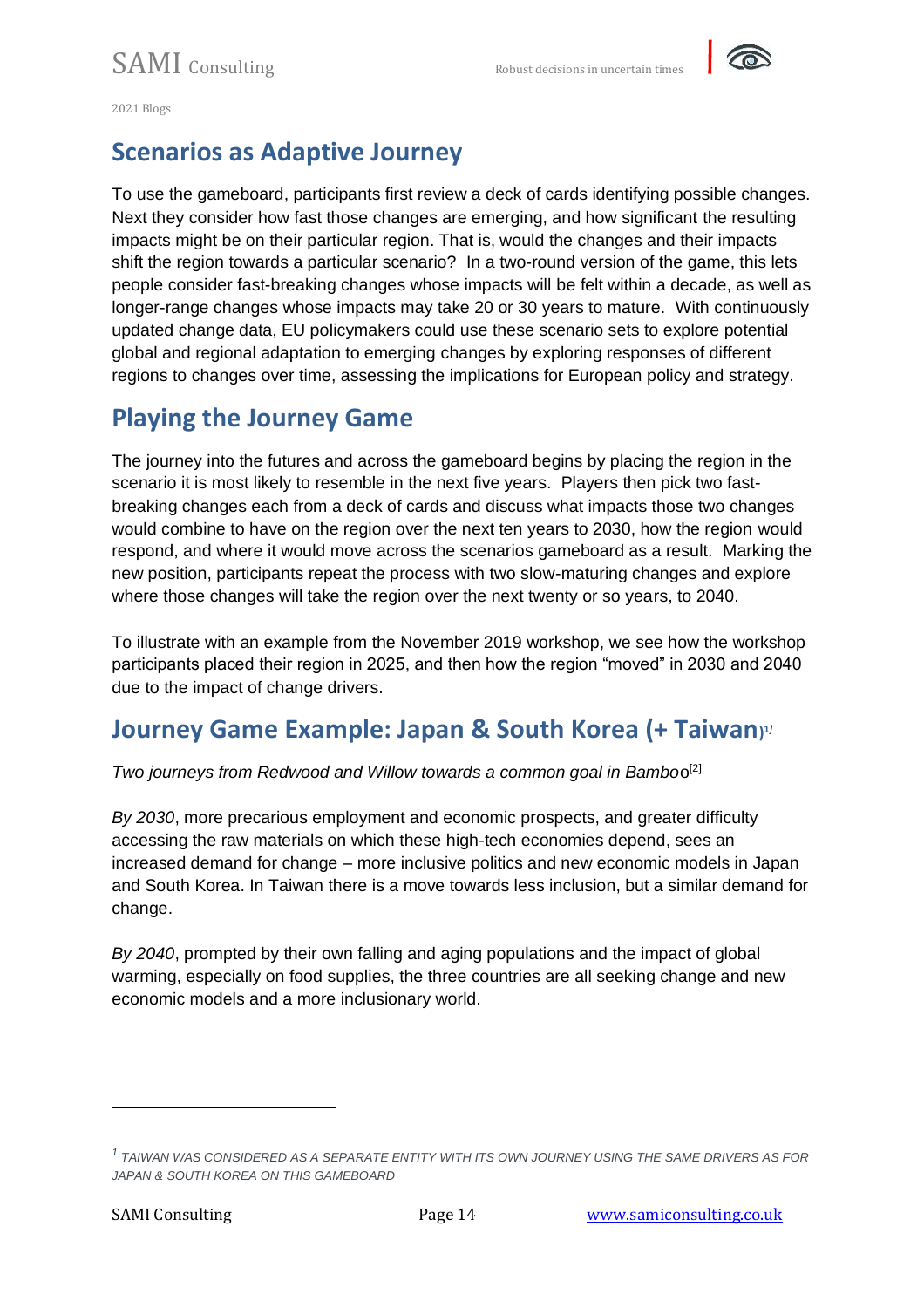## Scenarios as Adaptive Journey

To use the gameboard, participants first review a deck of cards identifying possible changes. Next they consider how fast those changes are emerging, and how significant the resulting impacts might be on their particular region. That is, would the changes and their impacts shift the region towards a particular scenario? In a two-round version of the game, this lets people consider fast-breaking changes whose impacts will be felt within a decade, as well as longer-range changes whose impacts may take 20 or 30 years to mature. With continuously updated change data, EU policymakers could use these scenario sets to explore potential global and regional adaptation to emerging changes by exploring responses of different regions to changes over time, assessing the implications for European policy and strategy.

## Playing the Journey Game

The journey into the futures and across the gameboard begins by placing the region in the scenario it is most likely to resemble in the next five years. Players then pick two fast-breaking changes each from a deck of cards and discuss what impacts those two changes would combine to have on the region over the next ten years to 2030, how the region would respond, and where it would move across the scenarios gameboard as a result. Marking the new position, participants repeat the process with two slow-maturing changes and explore where those changes will take the region over the next twenty or so years, to 2040.

To illustrate with an example from the November 2019 workshop, we see how the workshop participants placed their region in 2025, and then how the region "moved" in 2030 and 2040 due to the impact of change drivers.

## Journey Game Example: Japan & South Korea (+ Taiwan)[1]

*Two journeys from Redwood and Willow towards a common goal in Bamboo*[2]

*By 2030*, more precarious employment and economic prospects, and greater difficulty accessing the raw materials on which these high-tech economies depend, sees an increased demand for change – more inclusive politics and new economic models in Japan and South Korea. In Taiwan there is a move towards less inclusion, but a similar demand for change.

*By 2040*, prompted by their own falling and aging populations and the impact of global warming, especially on food supplies, the three countries are all seeking change and new economic models and a more inclusionary world.

---

[1] *TAIWAN WAS CONSIDERED AS A SEPARATE ENTITY WITH ITS OWN JOURNEY USING THE SAME DRIVERS AS FOR JAPAN & SOUTH KOREA ON THIS GAMEBOARD*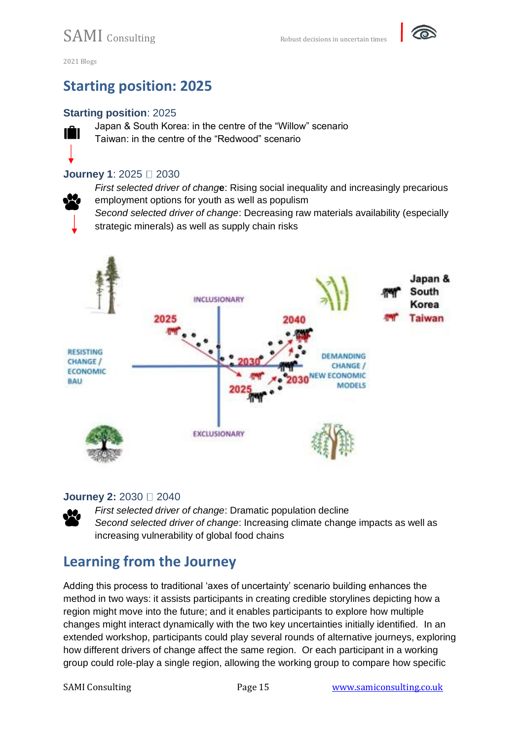## Starting position: 2025

### Starting position: 2025

Japan & South Korea: in the centre of the "Willow" scenario
Taiwan: in the centre of the "Redwood" scenario

### Journey 1: 2025 □ 2030

*First selected driver of change*: Rising social inequality and increasingly precarious employment options for youth as well as populism
*Second selected driver of change*: Decreasing raw materials availability (especially strategic minerals) as well as supply chain risks

### Journey 2: 2030 □ 2040

*First selected driver of change*: Dramatic population decline
*Second selected driver of change*: Increasing climate change impacts as well as increasing vulnerability of global food chains

## Learning from the Journey

Adding this process to traditional 'axes of uncertainty' scenario building enhances the method in two ways: it assists participants in creating credible storylines depicting how a region might move into the future; and it enables participants to explore how multiple changes might interact dynamically with the two key uncertainties initially identified. In an extended workshop, participants could play several rounds of alternative journeys, exploring how different drivers of change affect the same region. Or each participant in a working group could role-play a single region, allowing the working group to compare how specific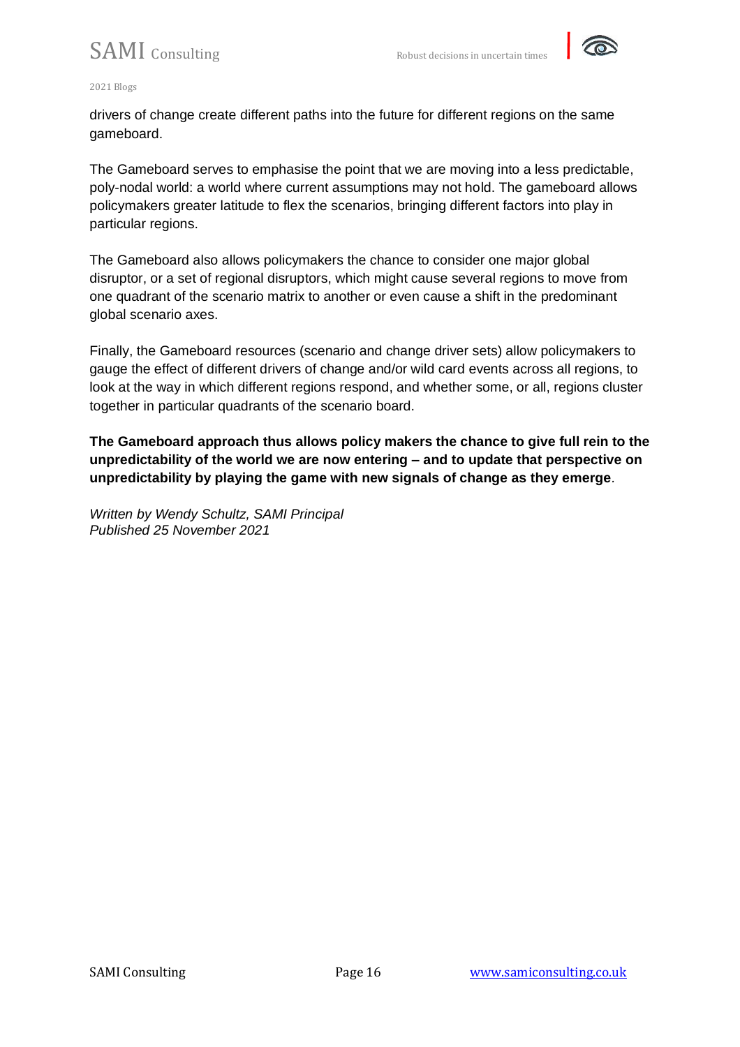drivers of change create different paths into the future for different regions on the same gameboard.

The Gameboard serves to emphasise the point that we are moving into a less predictable, poly-nodal world: a world where current assumptions may not hold. The gameboard allows policymakers greater latitude to flex the scenarios, bringing different factors into play in particular regions.

The Gameboard also allows policymakers the chance to consider one major global disruptor, or a set of regional disruptors, which might cause several regions to move from one quadrant of the scenario matrix to another or even cause a shift in the predominant global scenario axes.

Finally, the Gameboard resources (scenario and change driver sets) allow policymakers to gauge the effect of different drivers of change and/or wild card events across all regions, to look at the way in which different regions respond, and whether some, or all, regions cluster together in particular quadrants of the scenario board.

**The Gameboard approach thus allows policy makers the chance to give full rein to the unpredictability of the world we are now entering – and to update that perspective on unpredictability by playing the game with new signals of change as they emerge**.

*Written by Wendy Schultz, SAMI Principal*
*Published 25 November 2021*